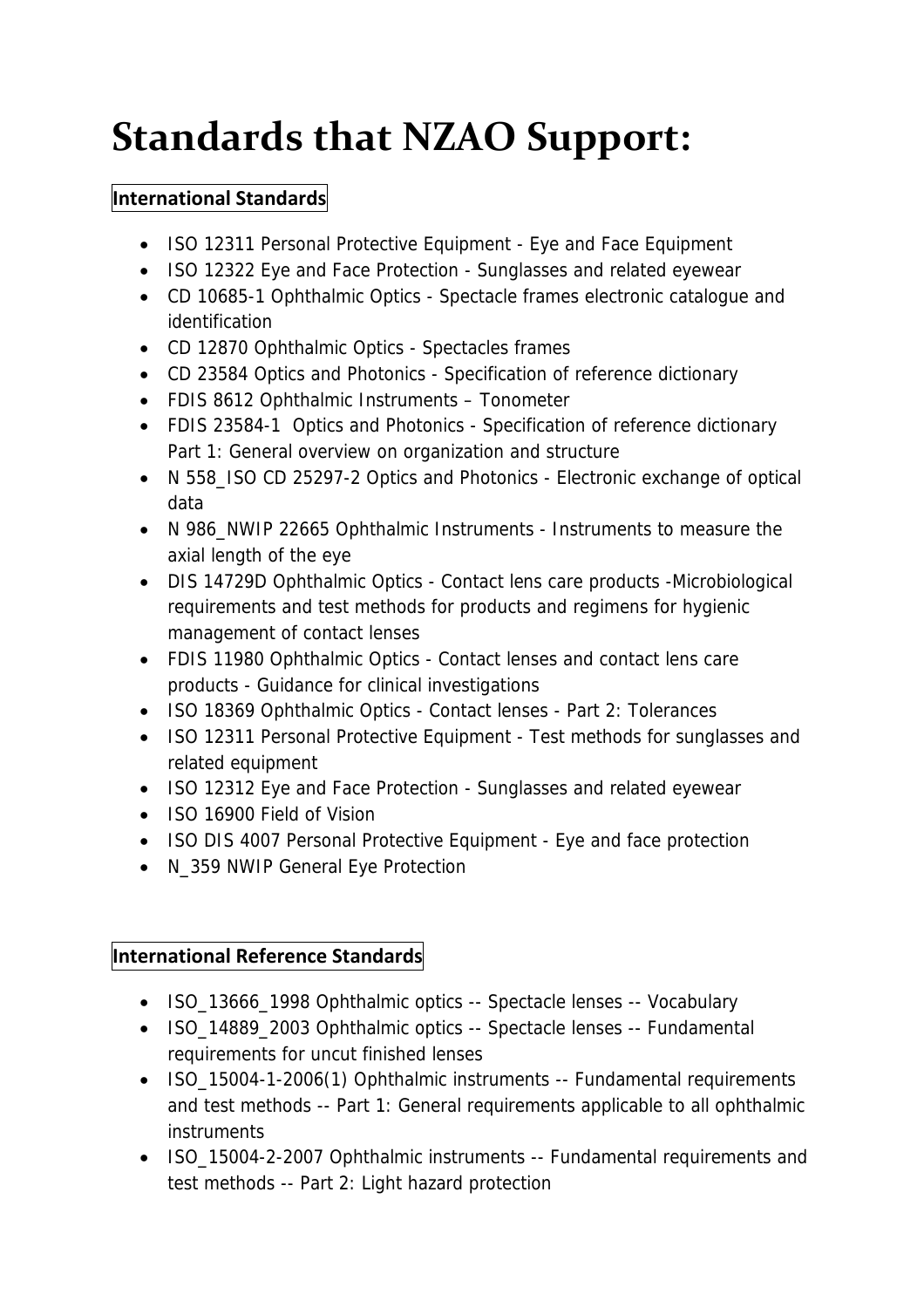# Standards that NZAO Support:

## International Standards

- ISO 12311 Personal Protective Equipment - Eye and Face Equipment
- ISO 12322 Eye and Face Protection - Sunglasses and related eyewear
- CD 10685-1 Ophthalmic Optics - Spectacle frames electronic catalogue and identification
- CD 12870 Ophthalmic Optics - Spectacles frames
- CD 23584 Optics and Photonics - Specification of reference dictionary
- FDIS 8612 Ophthalmic Instruments – Tonometer
- FDIS 23584-1 Optics and Photonics - Specification of reference dictionary Part 1: General overview on organization and structure
- N 558_ISO CD 25297-2 Optics and Photonics - Electronic exchange of optical data
- N 986_NWIP 22665 Ophthalmic Instruments - Instruments to measure the axial length of the eye
- DIS 14729D Ophthalmic Optics - Contact lens care products -Microbiological requirements and test methods for products and regimens for hygienic management of contact lenses
- FDIS 11980 Ophthalmic Optics - Contact lenses and contact lens care products - Guidance for clinical investigations
- ISO 18369 Ophthalmic Optics - Contact lenses - Part 2: Tolerances
- ISO 12311 Personal Protective Equipment - Test methods for sunglasses and related equipment
- ISO 12312 Eye and Face Protection - Sunglasses and related eyewear
- ISO 16900 Field of Vision
- ISO DIS 4007 Personal Protective Equipment - Eye and face protection
- N_359 NWIP General Eye Protection

## International Reference Standards

- ISO_13666_1998 Ophthalmic optics -- Spectacle lenses -- Vocabulary
- ISO_14889_2003 Ophthalmic optics -- Spectacle lenses -- Fundamental requirements for uncut finished lenses
- ISO_15004-1-2006(1) Ophthalmic instruments -- Fundamental requirements and test methods -- Part 1: General requirements applicable to all ophthalmic instruments
- ISO_15004-2-2007 Ophthalmic instruments -- Fundamental requirements and test methods -- Part 2: Light hazard protection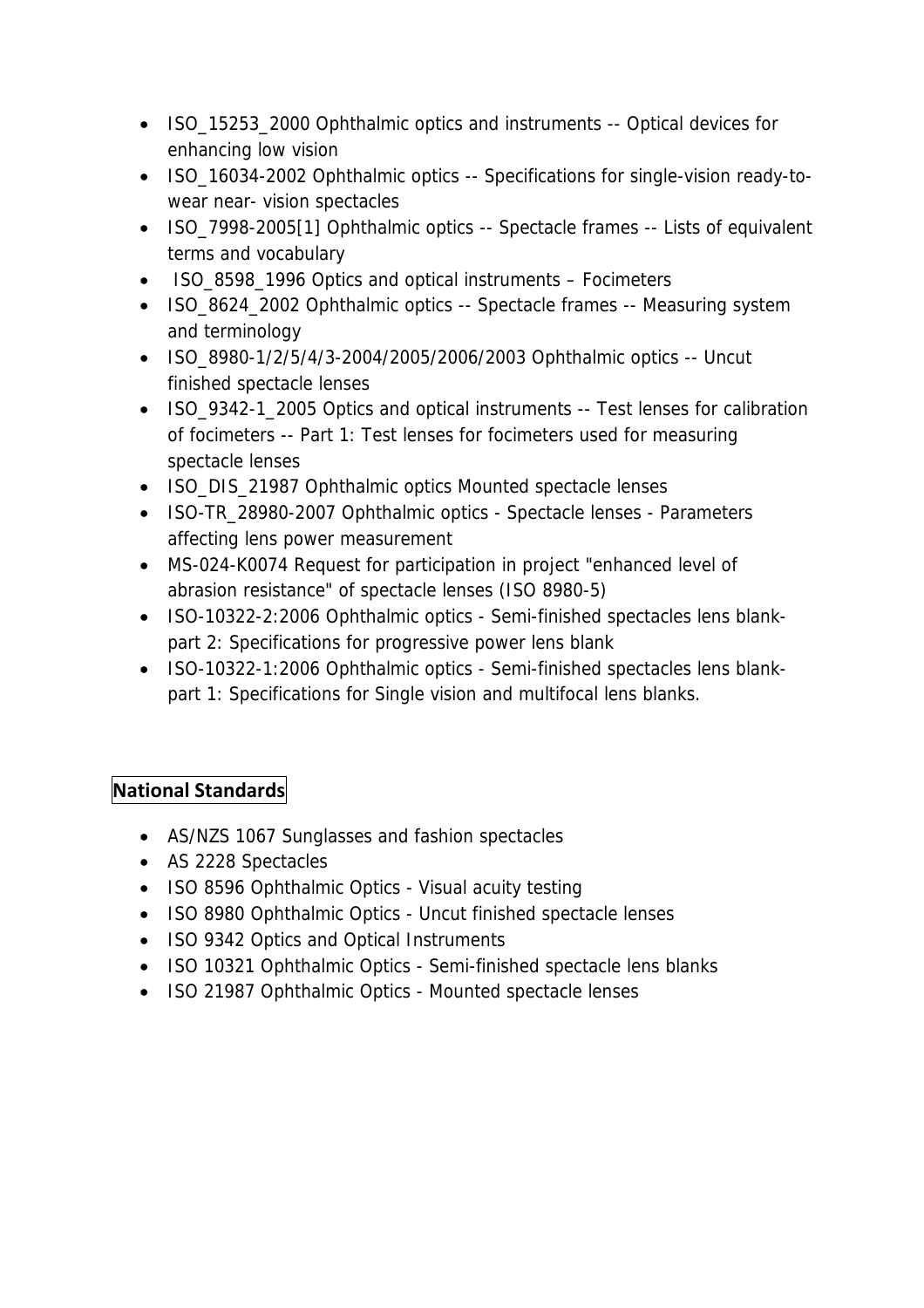- ISO_15253_2000 Ophthalmic optics and instruments -- Optical devices for enhancing low vision
- ISO_16034-2002 Ophthalmic optics -- Specifications for single-vision ready-to-wear near- vision spectacles
- ISO_7998-2005[1] Ophthalmic optics -- Spectacle frames -- Lists of equivalent terms and vocabulary
- ISO_8598_1996 Optics and optical instruments – Focimeters
- ISO_8624_2002 Ophthalmic optics -- Spectacle frames -- Measuring system and terminology
- ISO_8980-1/2/5/4/3-2004/2005/2006/2003 Ophthalmic optics -- Uncut finished spectacle lenses
- ISO_9342-1_2005 Optics and optical instruments -- Test lenses for calibration of focimeters -- Part 1: Test lenses for focimeters used for measuring spectacle lenses
- ISO_DIS_21987 Ophthalmic optics Mounted spectacle lenses
- ISO-TR_28980-2007 Ophthalmic optics - Spectacle lenses - Parameters affecting lens power measurement
- MS-024-K0074 Request for participation in project "enhanced level of abrasion resistance" of spectacle lenses (ISO 8980-5)
- ISO-10322-2:2006 Ophthalmic optics - Semi-finished spectacles lens blank- part 2: Specifications for progressive power lens blank
- ISO-10322-1:2006 Ophthalmic optics - Semi-finished spectacles lens blank- part 1: Specifications for Single vision and multifocal lens blanks.

## National Standards

- AS/NZS 1067 Sunglasses and fashion spectacles
- AS 2228 Spectacles
- ISO 8596 Ophthalmic Optics - Visual acuity testing
- ISO 8980 Ophthalmic Optics - Uncut finished spectacle lenses
- ISO 9342 Optics and Optical Instruments
- ISO 10321 Ophthalmic Optics - Semi-finished spectacle lens blanks
- ISO 21987 Ophthalmic Optics - Mounted spectacle lenses